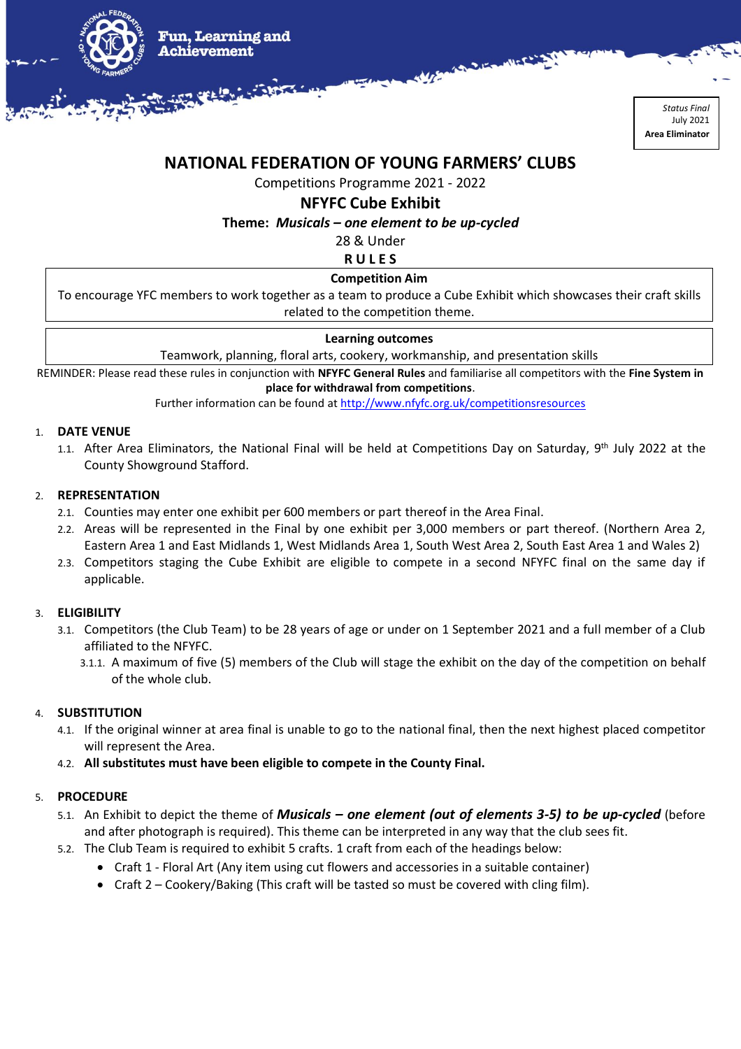Fun, Learning and Achievement

*Status Final*
July 2021
**Area Eliminator**

# NATIONAL FEDERATION OF YOUNG FARMERS' CLUBS

Competitions Programme 2021 - 2022

## NFYFC Cube Exhibit

**Theme: *Musicals – one element to be up-cycled***

28 & Under

**RULES**

| **Competition Aim** |
|---|
| To encourage YFC members to work together as a team to produce a Cube Exhibit which showcases their craft skills related to the competition theme. |

| **Learning outcomes** |
|---|
| Teamwork, planning, floral arts, cookery, workmanship, and presentation skills |

REMINDER: Please read these rules in conjunction with **NFYFC General Rules** and familiarise all competitors with the **Fine System in place for withdrawal from competitions**.

Further information can be found at http://www.nfyfc.org.uk/competitionsresources

1. **DATE VENUE**
   1.1. After Area Eliminators, the National Final will be held at Competitions Day on Saturday, 9th July 2022 at the County Showground Stafford.

2. **REPRESENTATION**
   2.1. Counties may enter one exhibit per 600 members or part thereof in the Area Final.
   2.2. Areas will be represented in the Final by one exhibit per 3,000 members or part thereof. (Northern Area 2, Eastern Area 1 and East Midlands 1, West Midlands Area 1, South West Area 2, South East Area 1 and Wales 2)
   2.3. Competitors staging the Cube Exhibit are eligible to compete in a second NFYFC final on the same day if applicable.

3. **ELIGIBILITY**
   3.1. Competitors (the Club Team) to be 28 years of age or under on 1 September 2021 and a full member of a Club affiliated to the NFYFC.
      3.1.1. A maximum of five (5) members of the Club will stage the exhibit on the day of the competition on behalf of the whole club.

4. **SUBSTITUTION**
   4.1. If the original winner at area final is unable to go to the national final, then the next highest placed competitor will represent the Area.
   4.2. **All substitutes must have been eligible to compete in the County Final.**

5. **PROCEDURE**
   5.1. An Exhibit to depict the theme of ***Musicals – one element (out of elements 3-5) to be up-cycled*** (before and after photograph is required). This theme can be interpreted in any way that the club sees fit.
   5.2. The Club Team is required to exhibit 5 crafts. 1 craft from each of the headings below:
   - Craft 1 - Floral Art (Any item using cut flowers and accessories in a suitable container)
   - Craft 2 – Cookery/Baking (This craft will be tasted so must be covered with cling film).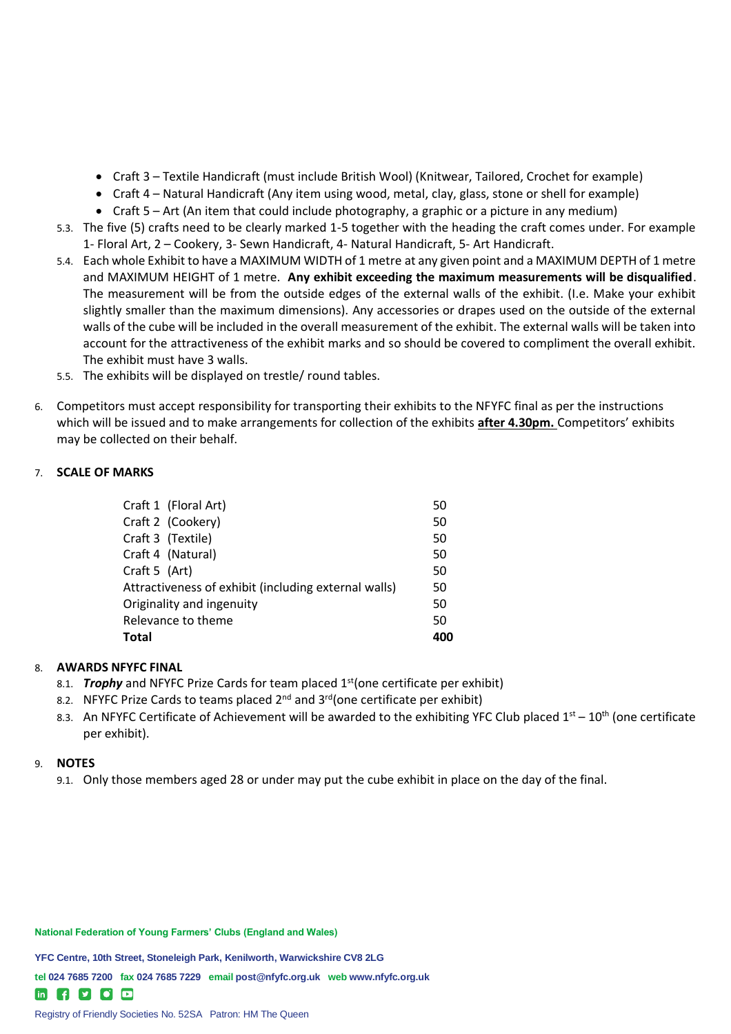- Craft 3 – Textile Handicraft (must include British Wool) (Knitwear, Tailored, Crochet for example)
- Craft 4 – Natural Handicraft (Any item using wood, metal, clay, glass, stone or shell for example)
- Craft 5 – Art (An item that could include photography, a graphic or a picture in any medium)

5.3. The five (5) crafts need to be clearly marked 1-5 together with the heading the craft comes under. For example 1- Floral Art, 2 – Cookery, 3- Sewn Handicraft, 4- Natural Handicraft, 5- Art Handicraft.

5.4. Each whole Exhibit to have a MAXIMUM WIDTH of 1 metre at any given point and a MAXIMUM DEPTH of 1 metre and MAXIMUM HEIGHT of 1 metre. **Any exhibit exceeding the maximum measurements will be disqualified**. The measurement will be from the outside edges of the external walls of the exhibit. (I.e. Make your exhibit slightly smaller than the maximum dimensions). Any accessories or drapes used on the outside of the external walls of the cube will be included in the overall measurement of the exhibit. The external walls will be taken into account for the attractiveness of the exhibit marks and so should be covered to compliment the overall exhibit. The exhibit must have 3 walls.

5.5. The exhibits will be displayed on trestle/ round tables.

6. Competitors must accept responsibility for transporting their exhibits to the NFYFC final as per the instructions which will be issued and to make arrangements for collection of the exhibits **after 4.30pm.** Competitors' exhibits may be collected on their behalf.

7. **SCALE OF MARKS**

| | |
|---|---|
| Craft 1 (Floral Art) | 50 |
| Craft 2 (Cookery) | 50 |
| Craft 3 (Textile) | 50 |
| Craft 4 (Natural) | 50 |
| Craft 5 (Art) | 50 |
| Attractiveness of exhibit (including external walls) | 50 |
| Originality and ingenuity | 50 |
| Relevance to theme | 50 |
| **Total** | **400** |

8. **AWARDS NFYFC FINAL**

8.1. ***Trophy*** and NFYFC Prize Cards for team placed 1st(one certificate per exhibit)

8.2. NFYFC Prize Cards to teams placed 2nd and 3rd(one certificate per exhibit)

8.3. An NFYFC Certificate of Achievement will be awarded to the exhibiting YFC Club placed 1st – 10th (one certificate per exhibit).

9. **NOTES**

9.1. Only those members aged 28 or under may put the cube exhibit in place on the day of the final.

**National Federation of Young Farmers' Clubs (England and Wales)**

**YFC Centre, 10th Street, Stoneleigh Park, Kenilworth, Warwickshire CV8 2LG**

**tel 024 7685 7200 fax 024 7685 7229 email post@nfyfc.org.uk web www.nfyfc.org.uk**

Registry of Friendly Societies No. 52SA Patron: HM The Queen